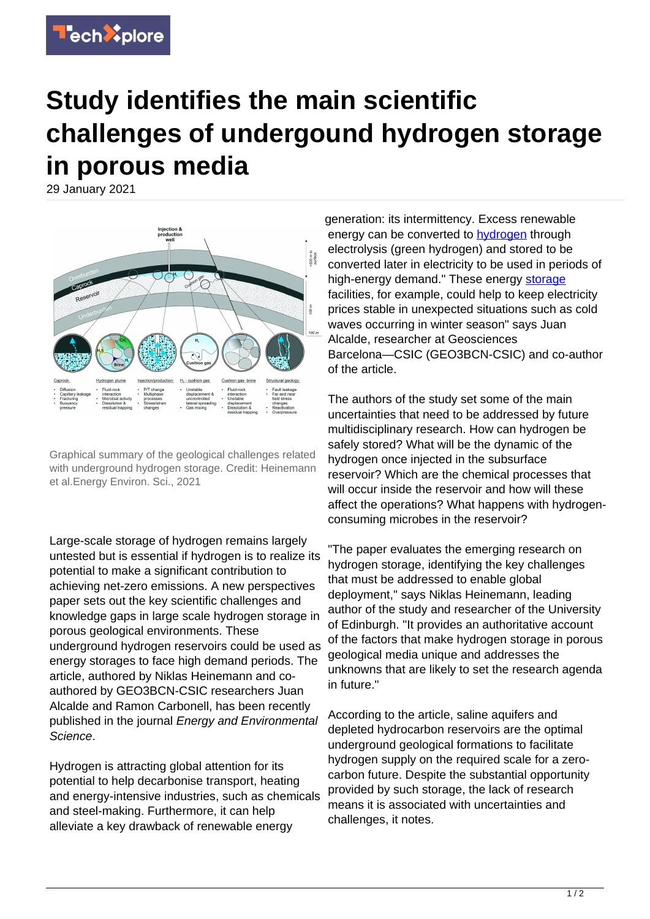# Study identifies the main scientific challenges of undergound hydrogen storage in porous media

29 January 2021

Graphical summary of the geological challenges related with underground hydrogen storage. Credit: Heinemann et al.Energy Environ. Sci., 2021

Large-scale storage of hydrogen remains largely untested but is essential if hydrogen is to realize its potential to make a significant contribution to achieving net-zero emissions. A new perspectives paper sets out the key scientific challenges and knowledge gaps in large scale hydrogen storage in porous geological environments. These underground hydrogen reservoirs could be used as energy storages to face high demand periods. The article, authored by Niklas Heinemann and co-authored by GEO3BCN-CSIC researchers Juan Alcalde and Ramon Carbonell, has been recently published in the journal *Energy and Environmental Science*.

Hydrogen is attracting global attention for its potential to help decarbonise transport, heating and energy-intensive industries, such as chemicals and steel-making. Furthermore, it can help alleviate a key drawback of renewable energy generation: its intermittency. Excess renewable energy can be converted to hydrogen through electrolysis (green hydrogen) and stored to be converted later in electricity to be used in periods of high-energy demand." These energy storage facilities, for example, could help to keep electricity prices stable in unexpected situations such as cold waves occurring in winter season" says Juan Alcalde, researcher at Geosciences Barcelona—CSIC (GEO3BCN-CSIC) and co-author of the article.

The authors of the study set some of the main uncertainties that need to be addressed by future multidisciplinary research. How can hydrogen be safely stored? What will be the dynamic of the hydrogen once injected in the subsurface reservoir? Which are the chemical processes that will occur inside the reservoir and how will these affect the operations? What happens with hydrogen-consuming microbes in the reservoir?

"The paper evaluates the emerging research on hydrogen storage, identifying the key challenges that must be addressed to enable global deployment," says Niklas Heinemann, leading author of the study and researcher of the University of Edinburgh. "It provides an authoritative account of the factors that make hydrogen storage in porous geological media unique and addresses the unknowns that are likely to set the research agenda in future."

According to the article, saline aquifers and depleted hydrocarbon reservoirs are the optimal underground geological formations to facilitate hydrogen supply on the required scale for a zero-carbon future. Despite the substantial opportunity provided by such storage, the lack of research means it is associated with uncertainties and challenges, it notes.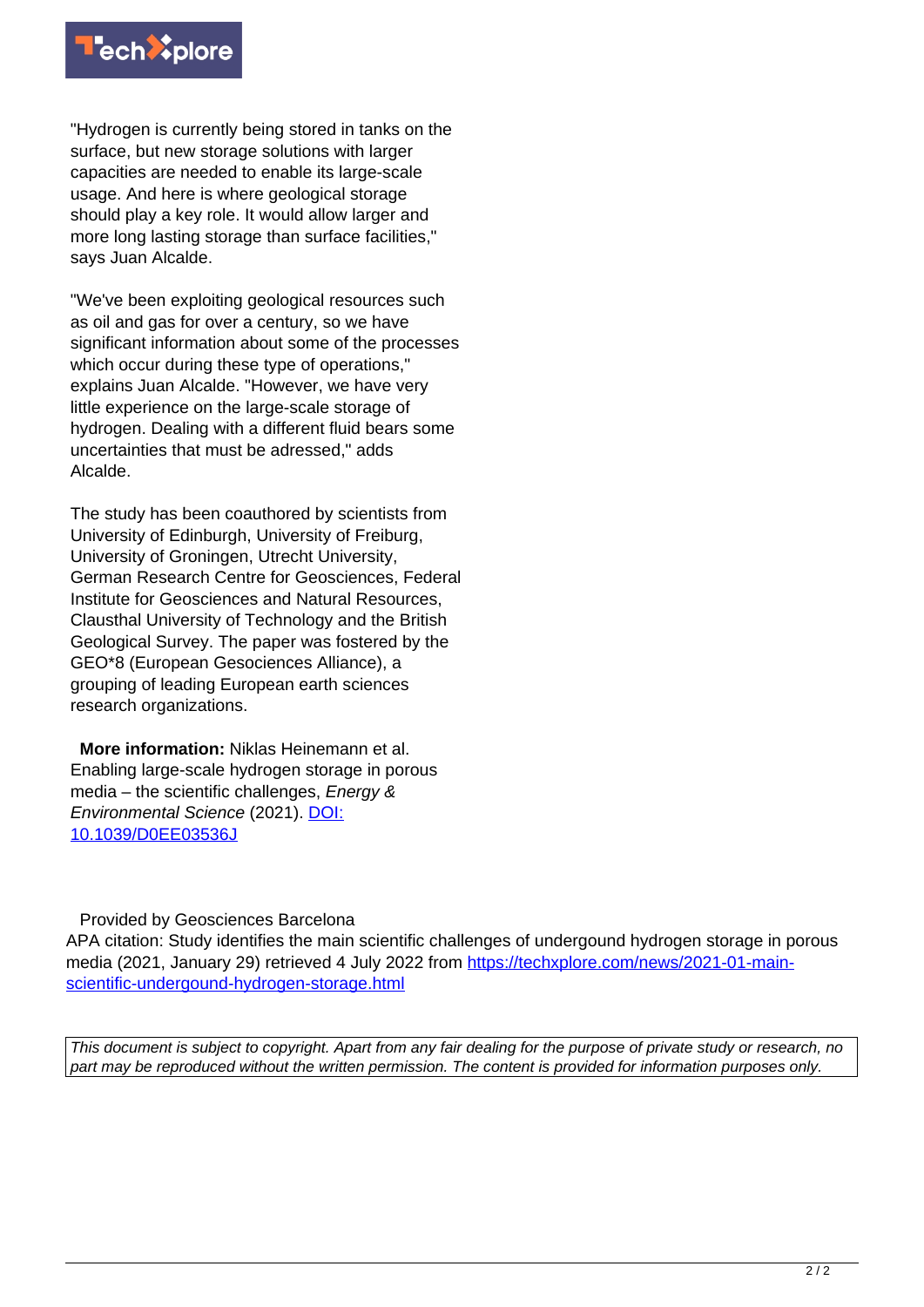"Hydrogen is currently being stored in tanks on the surface, but new storage solutions with larger capacities are needed to enable its large-scale usage. And here is where geological storage should play a key role. It would allow larger and more long lasting storage than surface facilities," says Juan Alcalde.

"We've been exploiting geological resources such as oil and gas for over a century, so we have significant information about some of the processes which occur during these type of operations," explains Juan Alcalde. "However, we have very little experience on the large-scale storage of hydrogen. Dealing with a different fluid bears some uncertainties that must be adressed," adds Alcalde.

The study has been coauthored by scientists from University of Edinburgh, University of Freiburg, University of Groningen, Utrecht University, German Research Centre for Geosciences, Federal Institute for Geosciences and Natural Resources, Clausthal University of Technology and the British Geological Survey. The paper was fostered by the GEO*8 (European Gesociences Alliance), a grouping of leading European earth sciences research organizations.

**More information:** Niklas Heinemann et al. Enabling large-scale hydrogen storage in porous media – the scientific challenges, *Energy & Environmental Science* (2021). DOI: 10.1039/D0EE03536J

Provided by Geosciences Barcelona

APA citation: Study identifies the main scientific challenges of undergound hydrogen storage in porous media (2021, January 29) retrieved 4 July 2022 from https://techxplore.com/news/2021-01-main-scientific-undergound-hydrogen-storage.html

*This document is subject to copyright. Apart from any fair dealing for the purpose of private study or research, no part may be reproduced without the written permission. The content is provided for information purposes only.*